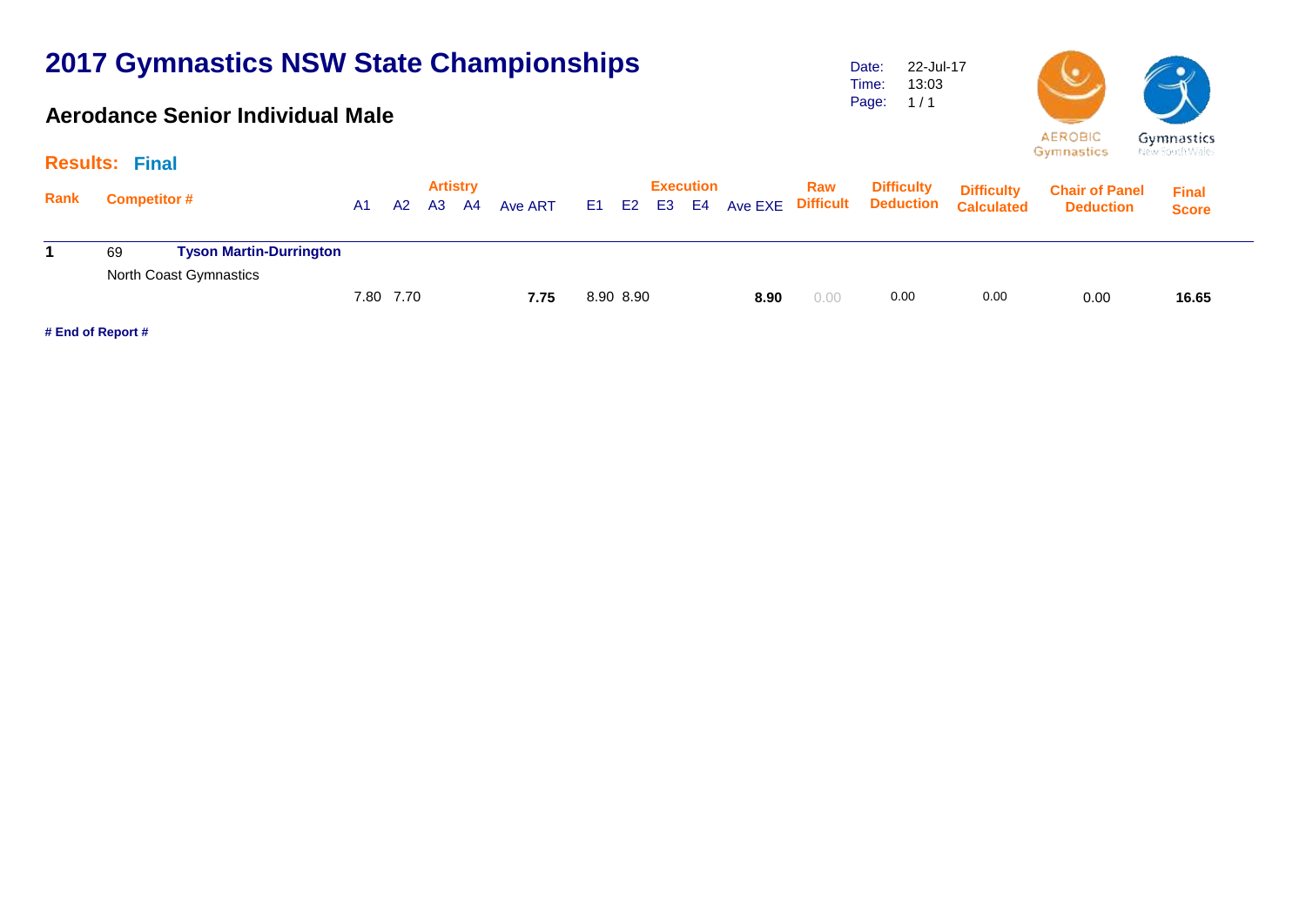# 2017 Gymnastics NSW State Championships

## Aerodance Senior Individual Male

Date: 22-Jul-17
Time: 13:03

**Results: Final**

| Rank | Competitor # | | Artistry | | | | | Execution | | | | | Raw Difficult | Difficulty Deduction | Difficulty Calculated | Chair of Panel Deduction | Final Score |
|---|---|---|---|---|---|---|---|---|---|---|---|---|---|---|---|---|---|
| | | | A1 | A2 | A3 | A4 | Ave ART | E1 | E2 | E3 | E4 | Ave EXE | | | | | |
| **1** | 69 | **Tyson Martin-Durrington** North Coast Gymnastics | 7.80 | 7.70 | | | **7.75** | 8.90 | 8.90 | | | **8.90** | 0.00 | 0.00 | 0.00 | 0.00 | **16.65** |

**# End of Report #**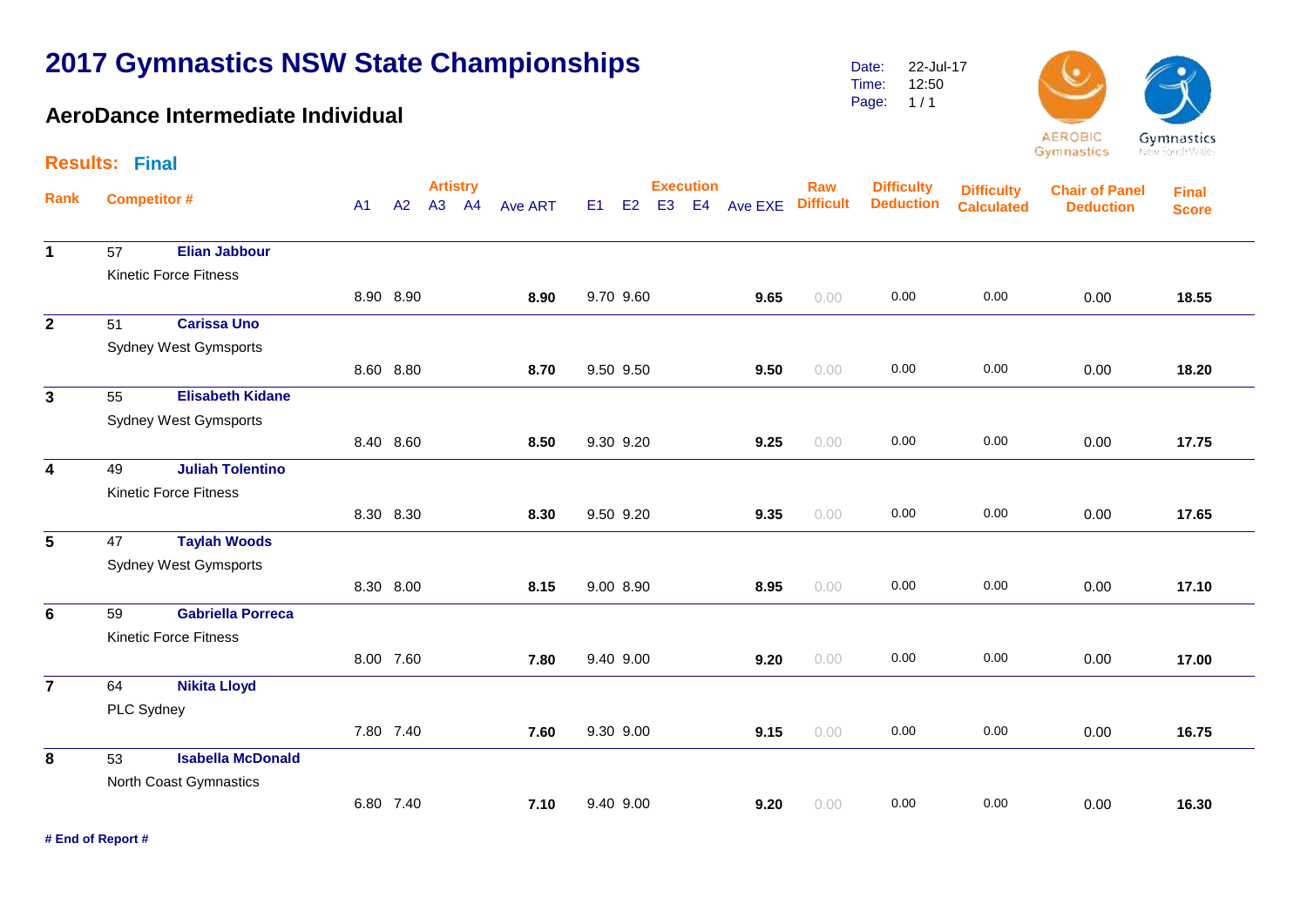# 2017 Gymnastics NSW State Championships

## AeroDance Intermediate Individual

Date: 22-Jul-17
Time: 12:50

**Results: Final**

| Rank | Competitor # | | A1 | A2 | A3 | A4 | Ave ART | E1 | E2 | E3 | E4 | Ave EXE | Raw Difficult | Difficulty Deduction | Difficulty Calculated | Chair of Panel Deduction | Final Score |
|---|---|---|---|---|---|---|---|---|---|---|---|---|---|---|---|---|---|
| | | | Artistry | | | | | Execution | | | | | | | | | |
| 1 | 57 | **Elian Jabbour** | | | | | | | | | | | | | | | |
| | Kinetic Force Fitness | | 8.90 | 8.90 | | | **8.90** | 9.70 | 9.60 | | | **9.65** | 0.00 | 0.00 | 0.00 | 0.00 | **18.55** |
| 2 | 51 | **Carissa Uno** | | | | | | | | | | | | | | | |
| | Sydney West Gymsports | | 8.60 | 8.80 | | | **8.70** | 9.50 | 9.50 | | | **9.50** | 0.00 | 0.00 | 0.00 | 0.00 | **18.20** |
| 3 | 55 | **Elisabeth Kidane** | | | | | | | | | | | | | | | |
| | Sydney West Gymsports | | 8.40 | 8.60 | | | **8.50** | 9.30 | 9.20 | | | **9.25** | 0.00 | 0.00 | 0.00 | 0.00 | **17.75** |
| 4 | 49 | **Juliah Tolentino** | | | | | | | | | | | | | | | |
| | Kinetic Force Fitness | | 8.30 | 8.30 | | | **8.30** | 9.50 | 9.20 | | | **9.35** | 0.00 | 0.00 | 0.00 | 0.00 | **17.65** |
| 5 | 47 | **Taylah Woods** | | | | | | | | | | | | | | | |
| | Sydney West Gymsports | | 8.30 | 8.00 | | | **8.15** | 9.00 | 8.90 | | | **8.95** | 0.00 | 0.00 | 0.00 | 0.00 | **17.10** |
| 6 | 59 | **Gabriella Porreca** | | | | | | | | | | | | | | | |
| | Kinetic Force Fitness | | 8.00 | 7.60 | | | **7.80** | 9.40 | 9.00 | | | **9.20** | 0.00 | 0.00 | 0.00 | 0.00 | **17.00** |
| 7 | 64 | **Nikita Lloyd** | | | | | | | | | | | | | | | |
| | PLC Sydney | | 7.80 | 7.40 | | | **7.60** | 9.30 | 9.00 | | | **9.15** | 0.00 | 0.00 | 0.00 | 0.00 | **16.75** |
| 8 | 53 | **Isabella McDonald** | | | | | | | | | | | | | | | |
| | North Coast Gymnastics | | 6.80 | 7.40 | | | **7.10** | 9.40 | 9.00 | | | **9.20** | 0.00 | 0.00 | 0.00 | 0.00 | **16.30** |

**# End of Report #**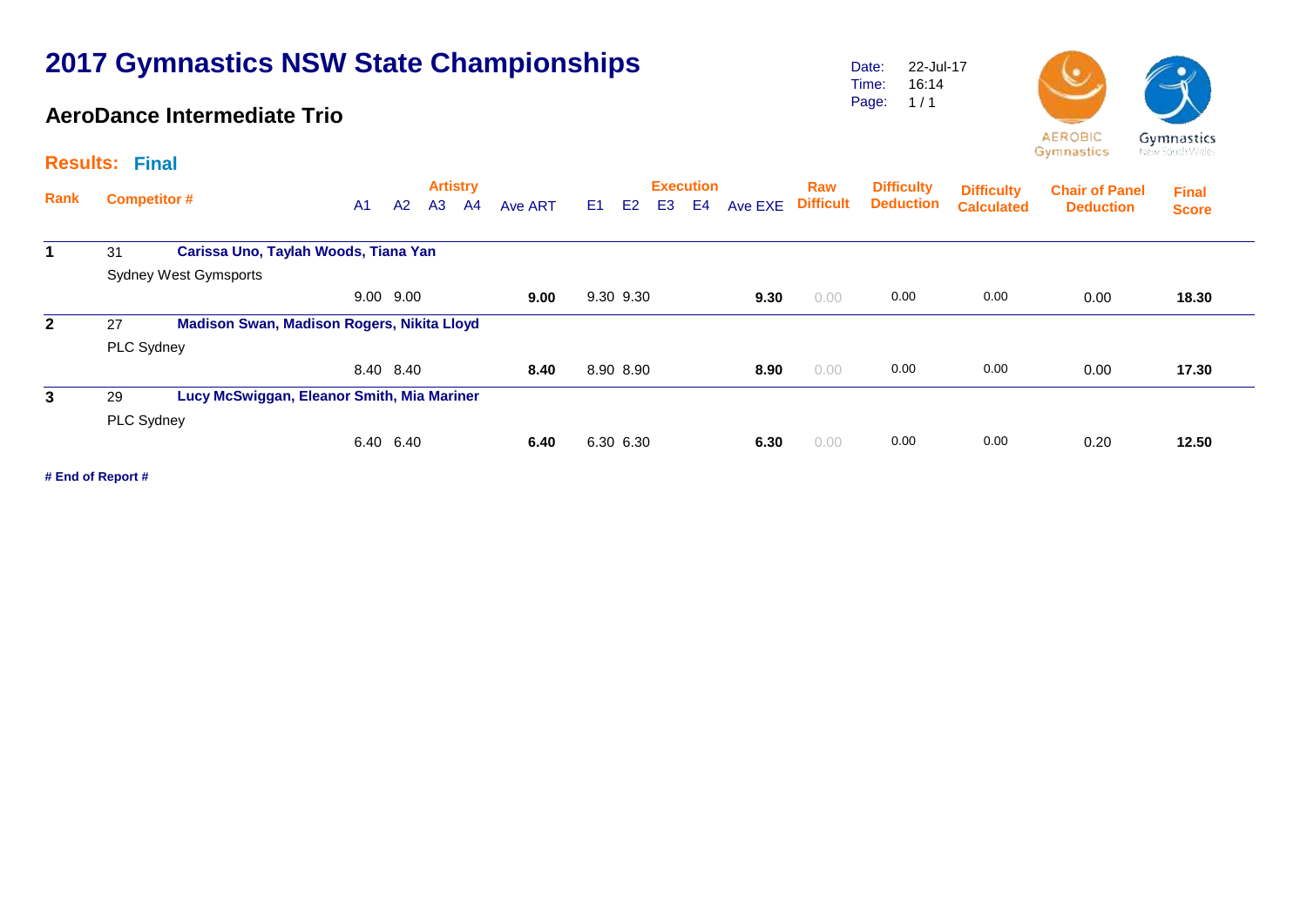# 2017 Gymnastics NSW State Championships

## AeroDance Intermediate Trio

Date: 22-Jul-17
Time: 16:14
Page: 1 / 1

**Results: Final**

| Rank | Competitor # | | A1 | A2 | A3 | A4 | Ave ART | E1 | E2 | E3 | E4 | Ave EXE | Raw Difficult | Difficulty Deduction | Difficulty Calculated | Chair of Panel Deduction | Final Score |
|---|---|---|---|---|---|---|---|---|---|---|---|---|---|---|---|---|---|
| **1** | 31 | **Carissa Uno, Taylah Woods, Tiana Yan** | | | | | | | | | | | | | | | |
| | Sydney West Gymsports | | | | | | | | | | | | | | | | |
| | | | 9.00 | 9.00 | | | **9.00** | 9.30 | 9.30 | | | **9.30** | 0.00 | 0.00 | 0.00 | 0.00 | **18.30** |
| **2** | 27 | **Madison Swan, Madison Rogers, Nikita Lloyd** | | | | | | | | | | | | | | | |
| | PLC Sydney | | | | | | | | | | | | | | | | |
| | | | 8.40 | 8.40 | | | **8.40** | 8.90 | 8.90 | | | **8.90** | 0.00 | 0.00 | 0.00 | 0.00 | **17.30** |
| **3** | 29 | **Lucy McSwiggan, Eleanor Smith, Mia Mariner** | | | | | | | | | | | | | | | |
| | PLC Sydney | | | | | | | | | | | | | | | | |
| | | | 6.40 | 6.40 | | | **6.40** | 6.30 | 6.30 | | | **6.30** | 0.00 | 0.00 | 0.00 | 0.20 | **12.50** |

**# End of Report #**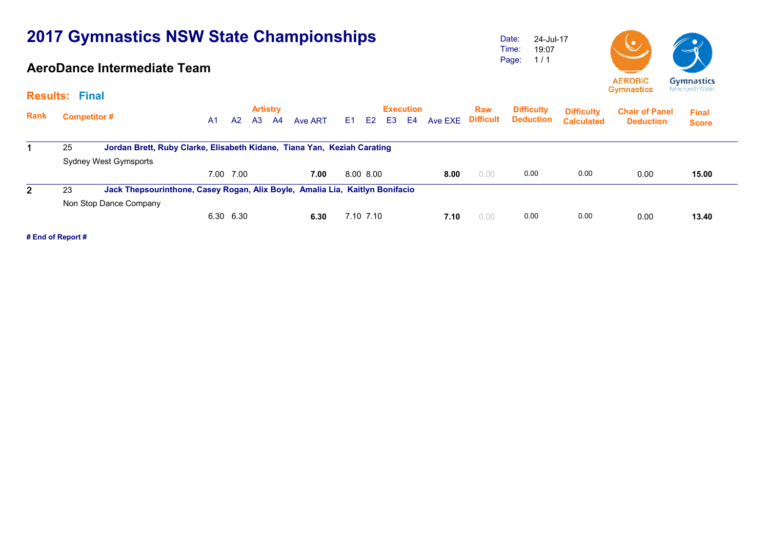# 2017 Gymnastics NSW State Championships

## AeroDance Intermediate Team

Date: 24-Jul-17
Time: 19:07
Page: 1 / 1

AEROBIC Gymnastics

Gymnastics New South Wales

### Results: Final

| Rank | Competitor # | Artistry A1 | A2 | A3 | A4 | Ave ART | Execution E1 | E2 | E3 | E4 | Ave EXE | Raw Difficult | Difficulty Deduction | Difficulty Calculated | Chair of Panel Deduction | Final Score |
|---|---|---|---|---|---|---|---|---|---|---|---|---|---|---|---|---|
| 1 | 25 **Jordan Brett, Ruby Clarke, Elisabeth Kidane, Tiana Yan, Keziah Carating** Sydney West Gymsports | 7.00 | 7.00 | | | **7.00** | 8.00 | 8.00 | | | **8.00** | 0.00 | 0.00 | 0.00 | 0.00 | **15.00** |
| 2 | 23 **Jack Thepsourinthone, Casey Rogan, Alix Boyle, Amalia Lia, Kaitlyn Bonifacio** Non Stop Dance Company | 6.30 | 6.30 | | | **6.30** | 7.10 | 7.10 | | | **7.10** | 0.00 | 0.00 | 0.00 | 0.00 | **13.40** |

**# End of Report #**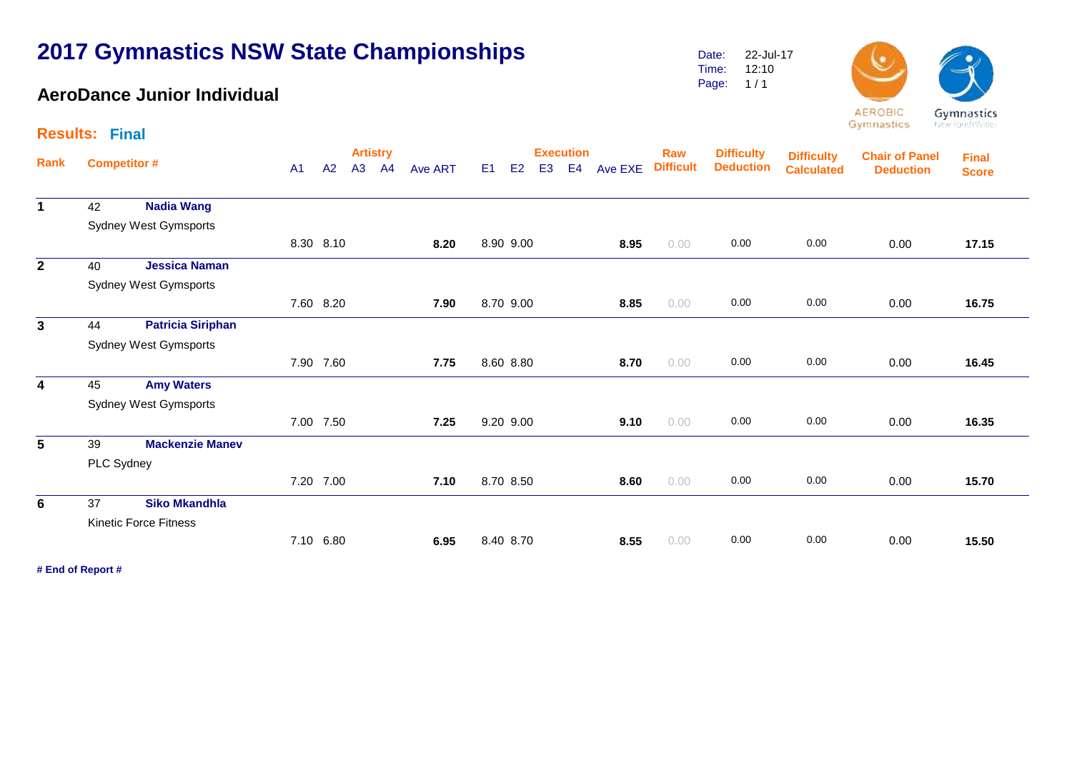# 2017 Gymnastics NSW State Championships

## AeroDance Junior Individual

Date: 22-Jul-17
Time: 12:10
Page: 1 / 1

**Results: Final**

| Rank | Competitor # | | A1 | A2 | A3 | A4 | Ave ART | E1 | E2 | E3 | E4 | Ave EXE | Raw Difficult | Difficulty Deduction | Difficulty Calculated | Chair of Panel Deduction | Final Score |
|---|---|---|---|---|---|---|---|---|---|---|---|---|---|---|---|---|---|
| **1** | 42 | **Nadia Wang** Sydney West Gymsports | 8.30 | 8.10 | | | **8.20** | 8.90 | 9.00 | | | **8.95** | 0.00 | 0.00 | 0.00 | 0.00 | **17.15** |
| **2** | 40 | **Jessica Naman** Sydney West Gymsports | 7.60 | 8.20 | | | **7.90** | 8.70 | 9.00 | | | **8.85** | 0.00 | 0.00 | 0.00 | 0.00 | **16.75** |
| **3** | 44 | **Patricia Siriphan** Sydney West Gymsports | 7.90 | 7.60 | | | **7.75** | 8.60 | 8.80 | | | **8.70** | 0.00 | 0.00 | 0.00 | 0.00 | **16.45** |
| **4** | 45 | **Amy Waters** Sydney West Gymsports | 7.00 | 7.50 | | | **7.25** | 9.20 | 9.00 | | | **9.10** | 0.00 | 0.00 | 0.00 | 0.00 | **16.35** |
| **5** | 39 | **Mackenzie Manev** PLC Sydney | 7.20 | 7.00 | | | **7.10** | 8.70 | 8.50 | | | **8.60** | 0.00 | 0.00 | 0.00 | 0.00 | **15.70** |
| **6** | 37 | **Siko Mkandhla** Kinetic Force Fitness | 7.10 | 6.80 | | | **6.95** | 8.40 | 8.70 | | | **8.55** | 0.00 | 0.00 | 0.00 | 0.00 | **15.50** |

**# End of Report #**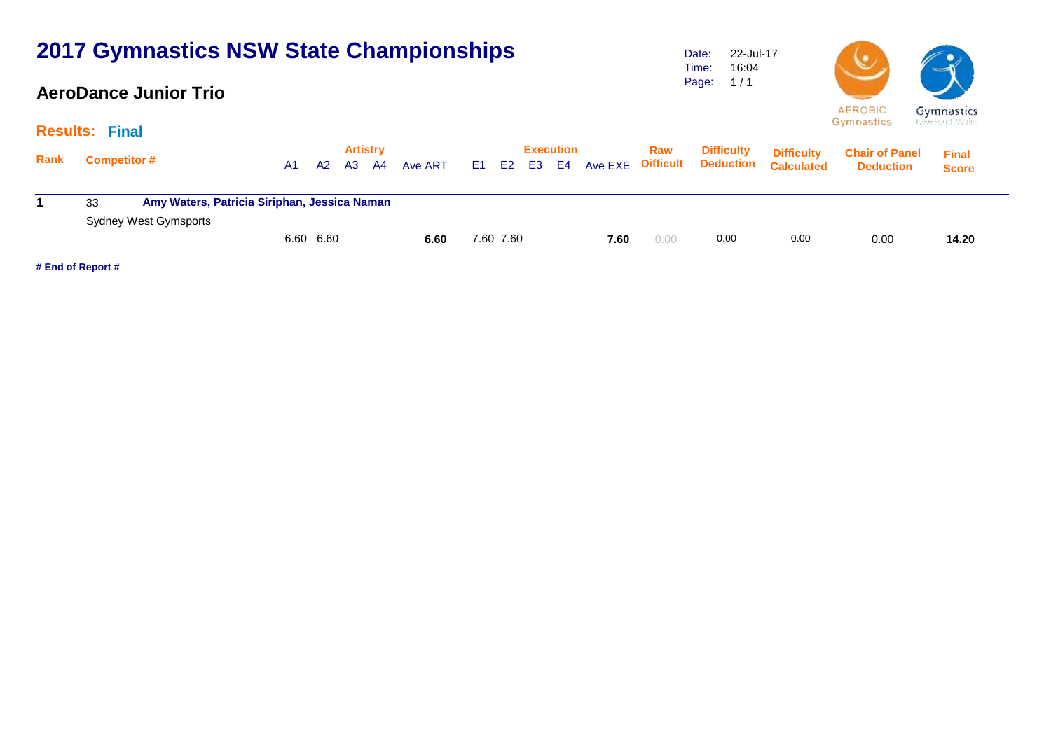# 2017 Gymnastics NSW State Championships

Date: 22-Jul-17
Time: 16:04
Page: 1 / 1

## AeroDance Junior Trio

AEROBIC Gymnastics

Gymnastics New South Wales

### Results: Final

| Rank | Competitor # | | A1 | A2 | A3 | A4 | Ave ART | E1 | E2 | E3 | E4 | Ave EXE | Raw Difficult | Difficulty Deduction | Difficulty Calculated | Chair of Panel Deduction | Final Score |
|---|---|---|---|---|---|---|---|---|---|---|---|---|---|---|---|---|---|
| | | | Artistry | | | | | Execution | | | | | | | | | |
| **1** | 33 | **Amy Waters, Patricia Siriphan, Jessica Naman** | | | | | | | | | | | | | | | |
| | Sydney West Gymsports | | | | | | | | | | | | | | | | |
| | | | 6.60 | 6.60 | | | **6.60** | 7.60 | 7.60 | | | **7.60** | 0.00 | 0.00 | 0.00 | 0.00 | **14.20** |

**# End of Report #**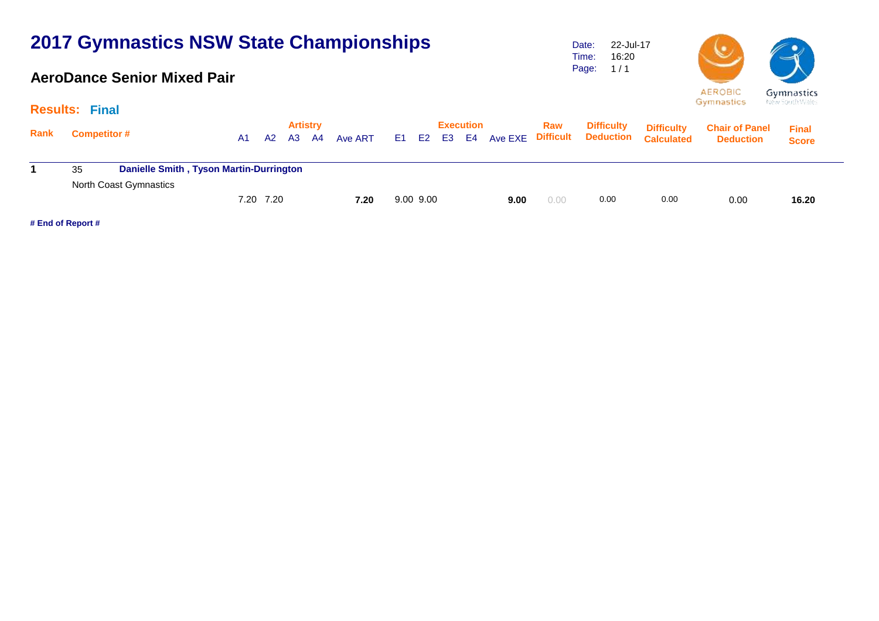# 2017 Gymnastics NSW State Championships

## AeroDance Senior Mixed Pair

Date: 22-Jul-17
Time: 16:20
Page: 1 / 1

AEROBIC Gymnastics

Gymnastics New South Wales

**Results: Final**

| Rank | Competitor # | | Artistry | | | | | Execution | | | | | Raw Difficult | Difficulty Deduction | Difficulty Calculated | Chair of Panel Deduction | Final Score |
|---|---|---|---|---|---|---|---|---|---|---|---|---|---|---|---|---|---|
| | | | A1 | A2 | A3 | A4 | Ave ART | E1 | E2 | E3 | E4 | Ave EXE | | | | | |
| **1** | 35 | **Danielle Smith , Tyson Martin-Durrington** | | | | | | | | | | | | | | | |
| | North Coast Gymnastics | | 7.20 | 7.20 | | | **7.20** | 9.00 | 9.00 | | | **9.00** | 0.00 | 0.00 | 0.00 | 0.00 | **16.20** |

**# End of Report #**